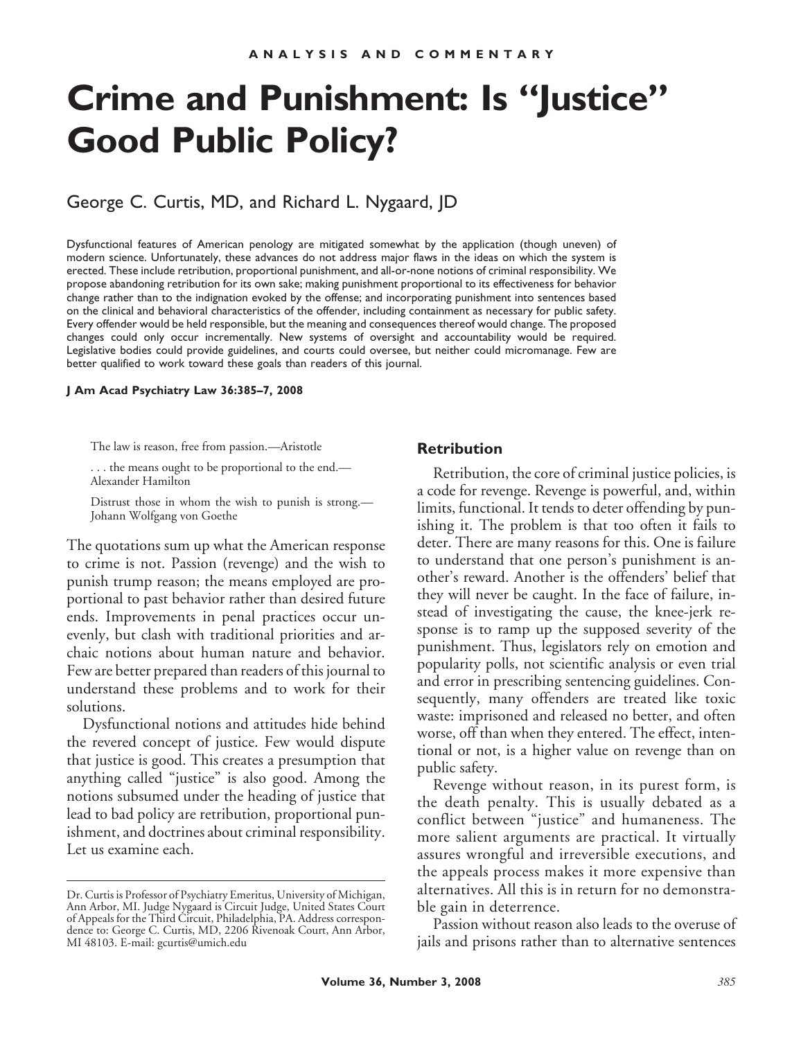ANALYSIS AND COMMENTARY

# Crime and Punishment: Is "Justice" Good Public Policy?

George C. Curtis, MD, and Richard L. Nygaard, JD

Dysfunctional features of American penology are mitigated somewhat by the application (though uneven) of modern science. Unfortunately, these advances do not address major flaws in the ideas on which the system is erected. These include retribution, proportional punishment, and all-or-none notions of criminal responsibility. We propose abandoning retribution for its own sake; making punishment proportional to its effectiveness for behavior change rather than to the indignation evoked by the offense; and incorporating punishment into sentences based on the clinical and behavioral characteristics of the offender, including containment as necessary for public safety. Every offender would be held responsible, but the meaning and consequences thereof would change. The proposed changes could only occur incrementally. New systems of oversight and accountability would be required. Legislative bodies could provide guidelines, and courts could oversee, but neither could micromanage. Few are better qualified to work toward these goals than readers of this journal.

**J Am Acad Psychiatry Law 36:385–7, 2008**

> The law is reason, free from passion.—Aristotle
>
> . . . the means ought to be proportional to the end.—Alexander Hamilton
>
> Distrust those in whom the wish to punish is strong.—Johann Wolfgang von Goethe

The quotations sum up what the American response to crime is not. Passion (revenge) and the wish to punish trump reason; the means employed are proportional to past behavior rather than desired future ends. Improvements in penal practices occur unevenly, but clash with traditional priorities and archaic notions about human nature and behavior. Few are better prepared than readers of this journal to understand these problems and to work for their solutions.

Dysfunctional notions and attitudes hide behind the revered concept of justice. Few would dispute that justice is good. This creates a presumption that anything called "justice" is also good. Among the notions subsumed under the heading of justice that lead to bad policy are retribution, proportional punishment, and doctrines about criminal responsibility. Let us examine each.

Dr. Curtis is Professor of Psychiatry Emeritus, University of Michigan, Ann Arbor, MI. Judge Nygaard is Circuit Judge, United States Court of Appeals for the Third Circuit, Philadelphia, PA. Address correspondence to: George C. Curtis, MD, 2206 Rivenoak Court, Ann Arbor, MI 48103. E-mail: gcurtis@umich.edu

## Retribution

Retribution, the core of criminal justice policies, is a code for revenge. Revenge is powerful, and, within limits, functional. It tends to deter offending by punishing it. The problem is that too often it fails to deter. There are many reasons for this. One is failure to understand that one person's punishment is another's reward. Another is the offenders' belief that they will never be caught. In the face of failure, instead of investigating the cause, the knee-jerk response is to ramp up the supposed severity of the punishment. Thus, legislators rely on emotion and popularity polls, not scientific analysis or even trial and error in prescribing sentencing guidelines. Consequently, many offenders are treated like toxic waste: imprisoned and released no better, and often worse, off than when they entered. The effect, intentional or not, is a higher value on revenge than on public safety.

Revenge without reason, in its purest form, is the death penalty. This is usually debated as a conflict between "justice" and humaneness. The more salient arguments are practical. It virtually assures wrongful and irreversible executions, and the appeals process makes it more expensive than alternatives. All this is in return for no demonstrable gain in deterrence.

Passion without reason also leads to the overuse of jails and prisons rather than to alternative sentences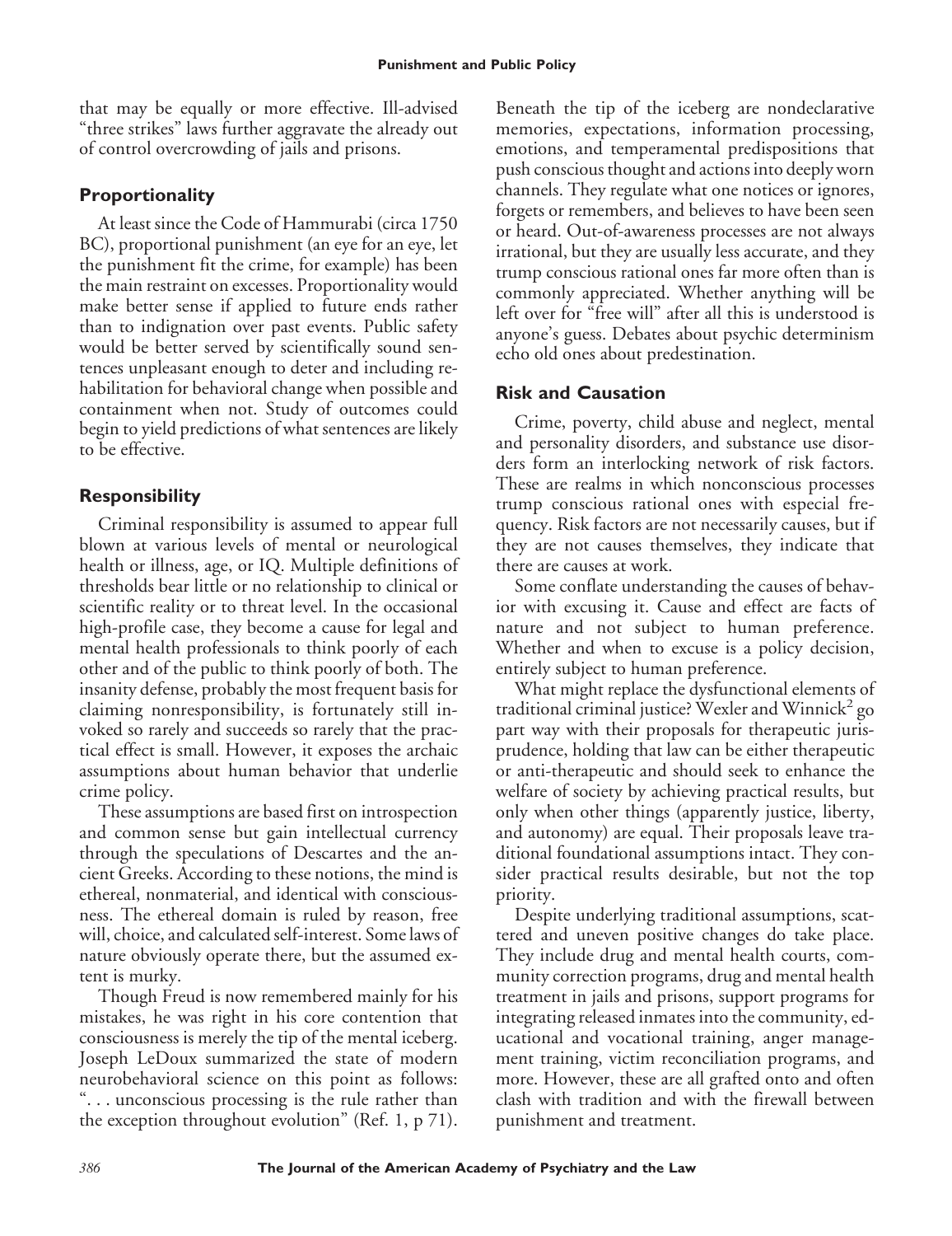that may be equally or more effective. Ill-advised "three strikes" laws further aggravate the already out of control overcrowding of jails and prisons.

## Proportionality

At least since the Code of Hammurabi (circa 1750 BC), proportional punishment (an eye for an eye, let the punishment fit the crime, for example) has been the main restraint on excesses. Proportionality would make better sense if applied to future ends rather than to indignation over past events. Public safety would be better served by scientifically sound sentences unpleasant enough to deter and including rehabilitation for behavioral change when possible and containment when not. Study of outcomes could begin to yield predictions of what sentences are likely to be effective.

## Responsibility

Criminal responsibility is assumed to appear full blown at various levels of mental or neurological health or illness, age, or IQ. Multiple definitions of thresholds bear little or no relationship to clinical or scientific reality or to threat level. In the occasional high-profile case, they become a cause for legal and mental health professionals to think poorly of each other and of the public to think poorly of both. The insanity defense, probably the most frequent basis for claiming nonresponsibility, is fortunately still invoked so rarely and succeeds so rarely that the practical effect is small. However, it exposes the archaic assumptions about human behavior that underlie crime policy.

These assumptions are based first on introspection and common sense but gain intellectual currency through the speculations of Descartes and the ancient Greeks. According to these notions, the mind is ethereal, nonmaterial, and identical with consciousness. The ethereal domain is ruled by reason, free will, choice, and calculated self-interest. Some laws of nature obviously operate there, but the assumed extent is murky.

Though Freud is now remembered mainly for his mistakes, he was right in his core contention that consciousness is merely the tip of the mental iceberg. Joseph LeDoux summarized the state of modern neurobehavioral science on this point as follows: ". . . unconscious processing is the rule rather than the exception throughout evolution" (Ref. 1, p 71). Beneath the tip of the iceberg are nondeclarative memories, expectations, information processing, emotions, and temperamental predispositions that push conscious thought and actions into deeply worn channels. They regulate what one notices or ignores, forgets or remembers, and believes to have been seen or heard. Out-of-awareness processes are not always irrational, but they are usually less accurate, and they trump conscious rational ones far more often than is commonly appreciated. Whether anything will be left over for "free will" after all this is understood is anyone's guess. Debates about psychic determinism echo old ones about predestination.

## Risk and Causation

Crime, poverty, child abuse and neglect, mental and personality disorders, and substance use disorders form an interlocking network of risk factors. These are realms in which nonconscious processes trump conscious rational ones with especial frequency. Risk factors are not necessarily causes, but if they are not causes themselves, they indicate that there are causes at work.

Some conflate understanding the causes of behavior with excusing it. Cause and effect are facts of nature and not subject to human preference. Whether and when to excuse is a policy decision, entirely subject to human preference.

What might replace the dysfunctional elements of traditional criminal justice? Wexler and Winnick[2] go part way with their proposals for therapeutic jurisprudence, holding that law can be either therapeutic or anti-therapeutic and should seek to enhance the welfare of society by achieving practical results, but only when other things (apparently justice, liberty, and autonomy) are equal. Their proposals leave traditional foundational assumptions intact. They consider practical results desirable, but not the top priority.

Despite underlying traditional assumptions, scattered and uneven positive changes do take place. They include drug and mental health courts, community correction programs, drug and mental health treatment in jails and prisons, support programs for integrating released inmates into the community, educational and vocational training, anger management training, victim reconciliation programs, and more. However, these are all grafted onto and often clash with tradition and with the firewall between punishment and treatment.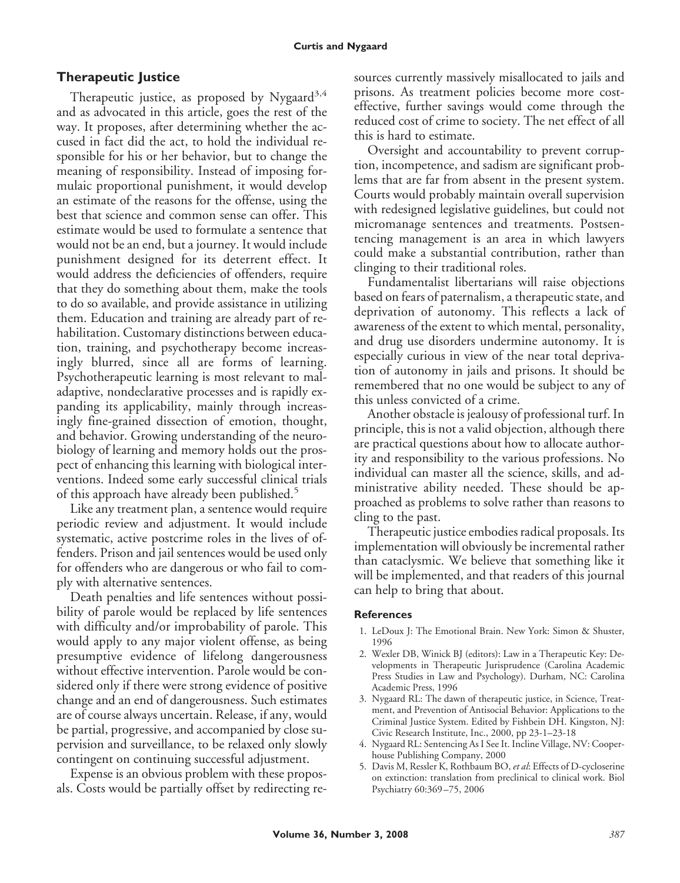## Therapeutic Justice

Therapeutic justice, as proposed by Nygaard[3,4] and as advocated in this article, goes the rest of the way. It proposes, after determining whether the accused in fact did the act, to hold the individual responsible for his or her behavior, but to change the meaning of responsibility. Instead of imposing formulaic proportional punishment, it would develop an estimate of the reasons for the offense, using the best that science and common sense can offer. This estimate would be used to formulate a sentence that would not be an end, but a journey. It would include punishment designed for its deterrent effect. It would address the deficiencies of offenders, require that they do something about them, make the tools to do so available, and provide assistance in utilizing them. Education and training are already part of rehabilitation. Customary distinctions between education, training, and psychotherapy become increasingly blurred, since all are forms of learning. Psychotherapeutic learning is most relevant to maladaptive, nondeclarative processes and is rapidly expanding its applicability, mainly through increasingly fine-grained dissection of emotion, thought, and behavior. Growing understanding of the neurobiology of learning and memory holds out the prospect of enhancing this learning with biological interventions. Indeed some early successful clinical trials of this approach have already been published.[5]

Like any treatment plan, a sentence would require periodic review and adjustment. It would include systematic, active postcrime roles in the lives of offenders. Prison and jail sentences would be used only for offenders who are dangerous or who fail to comply with alternative sentences.

Death penalties and life sentences without possibility of parole would be replaced by life sentences with difficulty and/or improbability of parole. This would apply to any major violent offense, as being presumptive evidence of lifelong dangerousness without effective intervention. Parole would be considered only if there were strong evidence of positive change and an end of dangerousness. Such estimates are of course always uncertain. Release, if any, would be partial, progressive, and accompanied by close supervision and surveillance, to be relaxed only slowly contingent on continuing successful adjustment.

Expense is an obvious problem with these proposals. Costs would be partially offset by redirecting resources currently massively misallocated to jails and prisons. As treatment policies become more cost-effective, further savings would come through the reduced cost of crime to society. The net effect of all this is hard to estimate.

Oversight and accountability to prevent corruption, incompetence, and sadism are significant problems that are far from absent in the present system. Courts would probably maintain overall supervision with redesigned legislative guidelines, but could not micromanage sentences and treatments. Postsentencing management is an area in which lawyers could make a substantial contribution, rather than clinging to their traditional roles.

Fundamentalist libertarians will raise objections based on fears of paternalism, a therapeutic state, and deprivation of autonomy. This reflects a lack of awareness of the extent to which mental, personality, and drug use disorders undermine autonomy. It is especially curious in view of the near total deprivation of autonomy in jails and prisons. It should be remembered that no one would be subject to any of this unless convicted of a crime.

Another obstacle is jealousy of professional turf. In principle, this is not a valid objection, although there are practical questions about how to allocate authority and responsibility to the various professions. No individual can master all the science, skills, and administrative ability needed. These should be approached as problems to solve rather than reasons to cling to the past.

Therapeutic justice embodies radical proposals. Its implementation will obviously be incremental rather than cataclysmic. We believe that something like it will be implemented, and that readers of this journal can help to bring that about.

### References

1. LeDoux J: The Emotional Brain. New York: Simon & Shuster, 1996
2. Wexler DB, Winick BJ (editors): Law in a Therapeutic Key: Developments in Therapeutic Jurisprudence (Carolina Academic Press Studies in Law and Psychology). Durham, NC: Carolina Academic Press, 1996
3. Nygaard RL: The dawn of therapeutic justice, in Science, Treatment, and Prevention of Antisocial Behavior: Applications to the Criminal Justice System. Edited by Fishbein DH. Kingston, NJ: Civic Research Institute, Inc., 2000, pp 23-1–23-18
4. Nygaard RL: Sentencing As I See It. Incline Village, NV: Cooperhouse Publishing Company, 2000
5. Davis M, Ressler K, Rothbaum BO, *et al*: Effects of D-cycloserine on extinction: translation from preclinical to clinical work. Biol Psychiatry 60:369–75, 2006